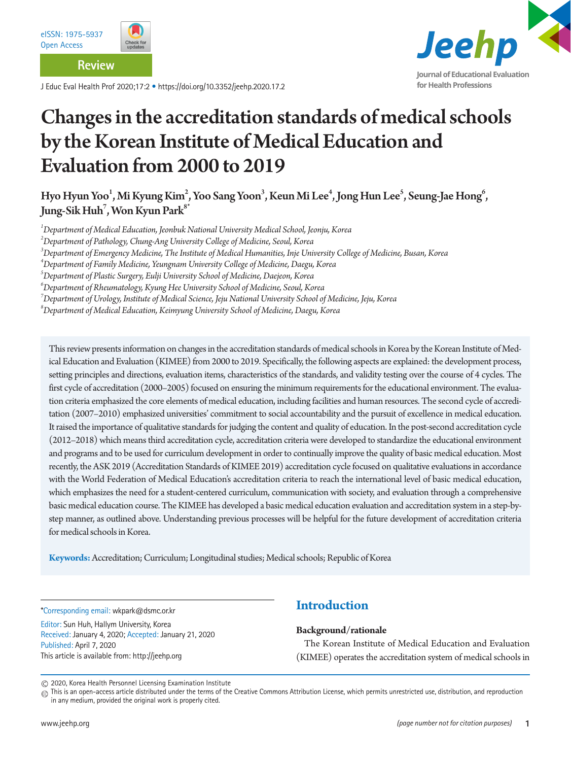eISSN: 1975-5937
Open Access

Review

J Educ Eval Health Prof 2020;17:2 • https://doi.org/10.3352/jeehp.2020.17.2

# Changes in the accreditation standards of medical schools by the Korean Institute of Medical Education and Evaluation from 2000 to 2019

**Hyo Hyun Yoo[1], Mi Kyung Kim[2], Yoo Sang Yoon[3], Keun Mi Lee[4], Jong Hun Lee[5], Seung-Jae Hong[6], Jung-Sik Huh[7], Won Kyun Park[8*]**

[1]*Department of Medical Education, Jeonbuk National University Medical School, Jeonju, Korea*
[2]*Department of Pathology, Chung-Ang University College of Medicine, Seoul, Korea*
[3]*Department of Emergency Medicine, The Institute of Medical Humanities, Inje University College of Medicine, Busan, Korea*
[4]*Department of Family Medicine, Yeungnam University College of Medicine, Daegu, Korea*
[5]*Department of Plastic Surgery, Eulji University School of Medicine, Daejeon, Korea*
[6]*Department of Rheumatology, Kyung Hee University School of Medicine, Seoul, Korea*
[7]*Department of Urology, Institute of Medical Science, Jeju National University School of Medicine, Jeju, Korea*
[8]*Department of Medical Education, Keimyung University School of Medicine, Daegu, Korea*

This review presents information on changes in the accreditation standards of medical schools in Korea by the Korean Institute of Medical Education and Evaluation (KIMEE) from 2000 to 2019. Specifically, the following aspects are explained: the development process, setting principles and directions, evaluation items, characteristics of the standards, and validity testing over the course of 4 cycles. The first cycle of accreditation (2000–2005) focused on ensuring the minimum requirements for the educational environment. The evaluation criteria emphasized the core elements of medical education, including facilities and human resources. The second cycle of accreditation (2007–2010) emphasized universities' commitment to social accountability and the pursuit of excellence in medical education. It raised the importance of qualitative standards for judging the content and quality of education. In the post-second accreditation cycle (2012–2018) which means third accreditation cycle, accreditation criteria were developed to standardize the educational environment and programs and to be used for curriculum development in order to continually improve the quality of basic medical education. Most recently, the ASK 2019 (Accreditation Standards of KIMEE 2019) accreditation cycle focused on qualitative evaluations in accordance with the World Federation of Medical Education's accreditation criteria to reach the international level of basic medical education, which emphasizes the need for a student-centered curriculum, communication with society, and evaluation through a comprehensive basic medical education course. The KIMEE has developed a basic medical education evaluation and accreditation system in a step-by-step manner, as outlined above. Understanding previous processes will be helpful for the future development of accreditation criteria for medical schools in Korea.

**Keywords:** Accreditation; Curriculum; Longitudinal studies; Medical schools; Republic of Korea

*Corresponding email: wkpark@dsmc.or.kr
Editor: Sun Huh, Hallym University, Korea
Received: January 4, 2020; Accepted: January 21, 2020
Published: April 7, 2020
This article is available from: http://jeehp.org

© 2020, Korea Health Personnel Licensing Examination Institute
This is an open-access article distributed under the terms of the Creative Commons Attribution License, which permits unrestricted use, distribution, and reproduction in any medium, provided the original work is properly cited.

## Introduction

### Background/rationale

The Korean Institute of Medical Education and Evaluation (KIMEE) operates the accreditation system of medical schools in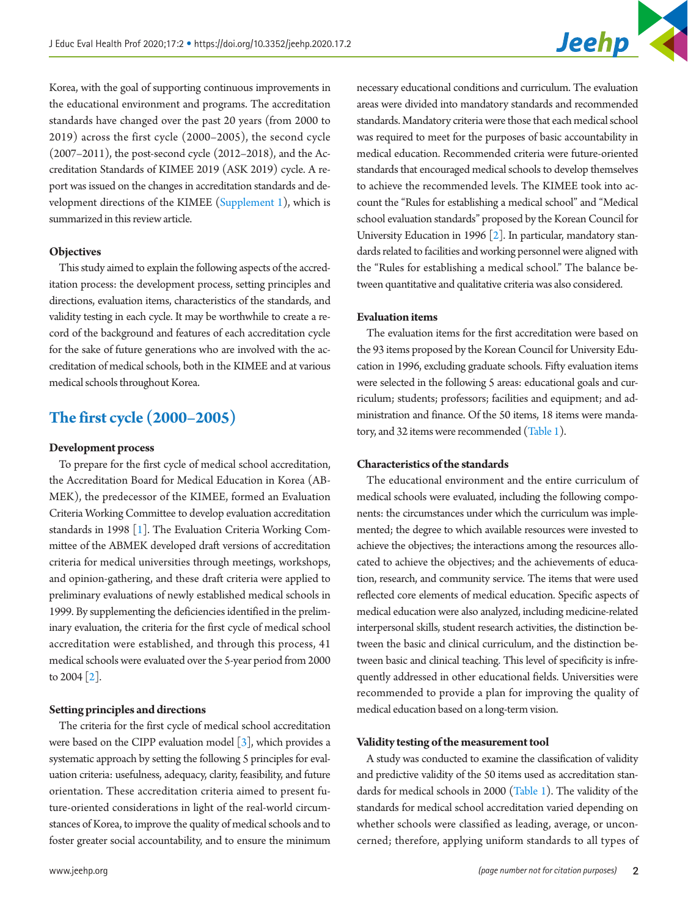Korea, with the goal of supporting continuous improvements in the educational environment and programs. The accreditation standards have changed over the past 20 years (from 2000 to 2019) across the first cycle (2000–2005), the second cycle (2007–2011), the post-second cycle (2012–2018), and the Accreditation Standards of KIMEE 2019 (ASK 2019) cycle. A report was issued on the changes in accreditation standards and development directions of the KIMEE (Supplement 1), which is summarized in this review article.

#### Objectives

This study aimed to explain the following aspects of the accreditation process: the development process, setting principles and directions, evaluation items, characteristics of the standards, and validity testing in each cycle. It may be worthwhile to create a record of the background and features of each accreditation cycle for the sake of future generations who are involved with the accreditation of medical schools, both in the KIMEE and at various medical schools throughout Korea.

## The first cycle (2000–2005)

#### Development process

To prepare for the first cycle of medical school accreditation, the Accreditation Board for Medical Education in Korea (ABMEK), the predecessor of the KIMEE, formed an Evaluation Criteria Working Committee to develop evaluation accreditation standards in 1998 [1]. The Evaluation Criteria Working Committee of the ABMEK developed draft versions of accreditation criteria for medical universities through meetings, workshops, and opinion-gathering, and these draft criteria were applied to preliminary evaluations of newly established medical schools in 1999. By supplementing the deficiencies identified in the preliminary evaluation, the criteria for the first cycle of medical school accreditation were established, and through this process, 41 medical schools were evaluated over the 5-year period from 2000 to 2004 [2].

#### Setting principles and directions

The criteria for the first cycle of medical school accreditation were based on the CIPP evaluation model [3], which provides a systematic approach by setting the following 5 principles for evaluation criteria: usefulness, adequacy, clarity, feasibility, and future orientation. These accreditation criteria aimed to present future-oriented considerations in light of the real-world circumstances of Korea, to improve the quality of medical schools and to foster greater social accountability, and to ensure the minimum necessary educational conditions and curriculum. The evaluation areas were divided into mandatory standards and recommended standards. Mandatory criteria were those that each medical school was required to meet for the purposes of basic accountability in medical education. Recommended criteria were future-oriented standards that encouraged medical schools to develop themselves to achieve the recommended levels. The KIMEE took into account the "Rules for establishing a medical school" and "Medical school evaluation standards" proposed by the Korean Council for University Education in 1996 [2]. In particular, mandatory standards related to facilities and working personnel were aligned with the "Rules for establishing a medical school." The balance between quantitative and qualitative criteria was also considered.

#### Evaluation items

The evaluation items for the first accreditation were based on the 93 items proposed by the Korean Council for University Education in 1996, excluding graduate schools. Fifty evaluation items were selected in the following 5 areas: educational goals and curriculum; students; professors; facilities and equipment; and administration and finance. Of the 50 items, 18 items were mandatory, and 32 items were recommended (Table 1).

#### Characteristics of the standards

The educational environment and the entire curriculum of medical schools were evaluated, including the following components: the circumstances under which the curriculum was implemented; the degree to which available resources were invested to achieve the objectives; the interactions among the resources allocated to achieve the objectives; and the achievements of education, research, and community service. The items that were used reflected core elements of medical education. Specific aspects of medical education were also analyzed, including medicine-related interpersonal skills, student research activities, the distinction between the basic and clinical curriculum, and the distinction between basic and clinical teaching. This level of specificity is infrequently addressed in other educational fields. Universities were recommended to provide a plan for improving the quality of medical education based on a long-term vision.

#### Validity testing of the measurement tool

A study was conducted to examine the classification of validity and predictive validity of the 50 items used as accreditation standards for medical schools in 2000 (Table 1). The validity of the standards for medical school accreditation varied depending on whether schools were classified as leading, average, or unconcerned; therefore, applying uniform standards to all types of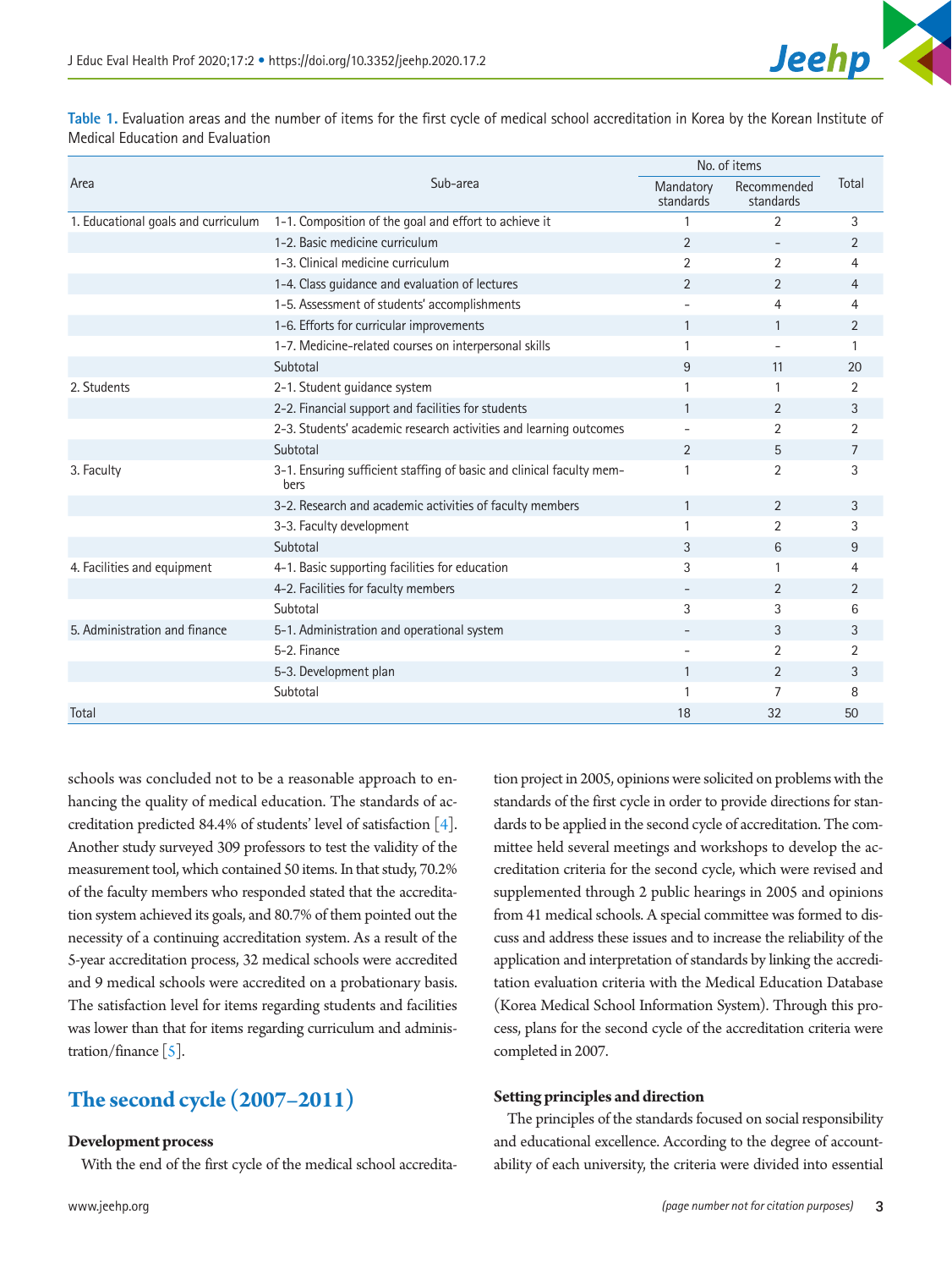**Table 1.** Evaluation areas and the number of items for the first cycle of medical school accreditation in Korea by the Korean Institute of Medical Education and Evaluation

| Area | Sub-area | No. of items | | Total |
|---|---|---|---|---|
| | | Mandatory standards | Recommended standards | |
| 1. Educational goals and curriculum | 1-1. Composition of the goal and effort to achieve it | 1 | 2 | 3 |
| | 1-2. Basic medicine curriculum | 2 | - | 2 |
| | 1-3. Clinical medicine curriculum | 2 | 2 | 4 |
| | 1-4. Class guidance and evaluation of lectures | 2 | 2 | 4 |
| | 1-5. Assessment of students' accomplishments | - | 4 | 4 |
| | 1-6. Efforts for curricular improvements | 1 | 1 | 2 |
| | 1-7. Medicine-related courses on interpersonal skills | 1 | - | 1 |
| | Subtotal | 9 | 11 | 20 |
| 2. Students | 2-1. Student guidance system | 1 | 1 | 2 |
| | 2-2. Financial support and facilities for students | 1 | 2 | 3 |
| | 2-3. Students' academic research activities and learning outcomes | - | 2 | 2 |
| | Subtotal | 2 | 5 | 7 |
| 3. Faculty | 3-1. Ensuring sufficient staffing of basic and clinical faculty members | 1 | 2 | 3 |
| | 3-2. Research and academic activities of faculty members | 1 | 2 | 3 |
| | 3-3. Faculty development | 1 | 2 | 3 |
| | Subtotal | 3 | 6 | 9 |
| 4. Facilities and equipment | 4-1. Basic supporting facilities for education | 3 | 1 | 4 |
| | 4-2. Facilities for faculty members | - | 2 | 2 |
| | Subtotal | 3 | 3 | 6 |
| 5. Administration and finance | 5-1. Administration and operational system | - | 3 | 3 |
| | 5-2. Finance | - | 2 | 2 |
| | 5-3. Development plan | 1 | 2 | 3 |
| | Subtotal | 1 | 7 | 8 |
| Total | | 18 | 32 | 50 |

schools was concluded not to be a reasonable approach to enhancing the quality of medical education. The standards of accreditation predicted 84.4% of students' level of satisfaction [4]. Another study surveyed 309 professors to test the validity of the measurement tool, which contained 50 items. In that study, 70.2% of the faculty members who responded stated that the accreditation system achieved its goals, and 80.7% of them pointed out the necessity of a continuing accreditation system. As a result of the 5-year accreditation process, 32 medical schools were accredited and 9 medical schools were accredited on a probationary basis. The satisfaction level for items regarding students and facilities was lower than that for items regarding curriculum and administration/finance [5].

## The second cycle (2007–2011)

### Development process

With the end of the first cycle of the medical school accreditation project in 2005, opinions were solicited on problems with the standards of the first cycle in order to provide directions for standards to be applied in the second cycle of accreditation. The committee held several meetings and workshops to develop the accreditation criteria for the second cycle, which were revised and supplemented through 2 public hearings in 2005 and opinions from 41 medical schools. A special committee was formed to discuss and address these issues and to increase the reliability of the application and interpretation of standards by linking the accreditation evaluation criteria with the Medical Education Database (Korea Medical School Information System). Through this process, plans for the second cycle of the accreditation criteria were completed in 2007.

### Setting principles and direction

The principles of the standards focused on social responsibility and educational excellence. According to the degree of accountability of each university, the criteria were divided into essential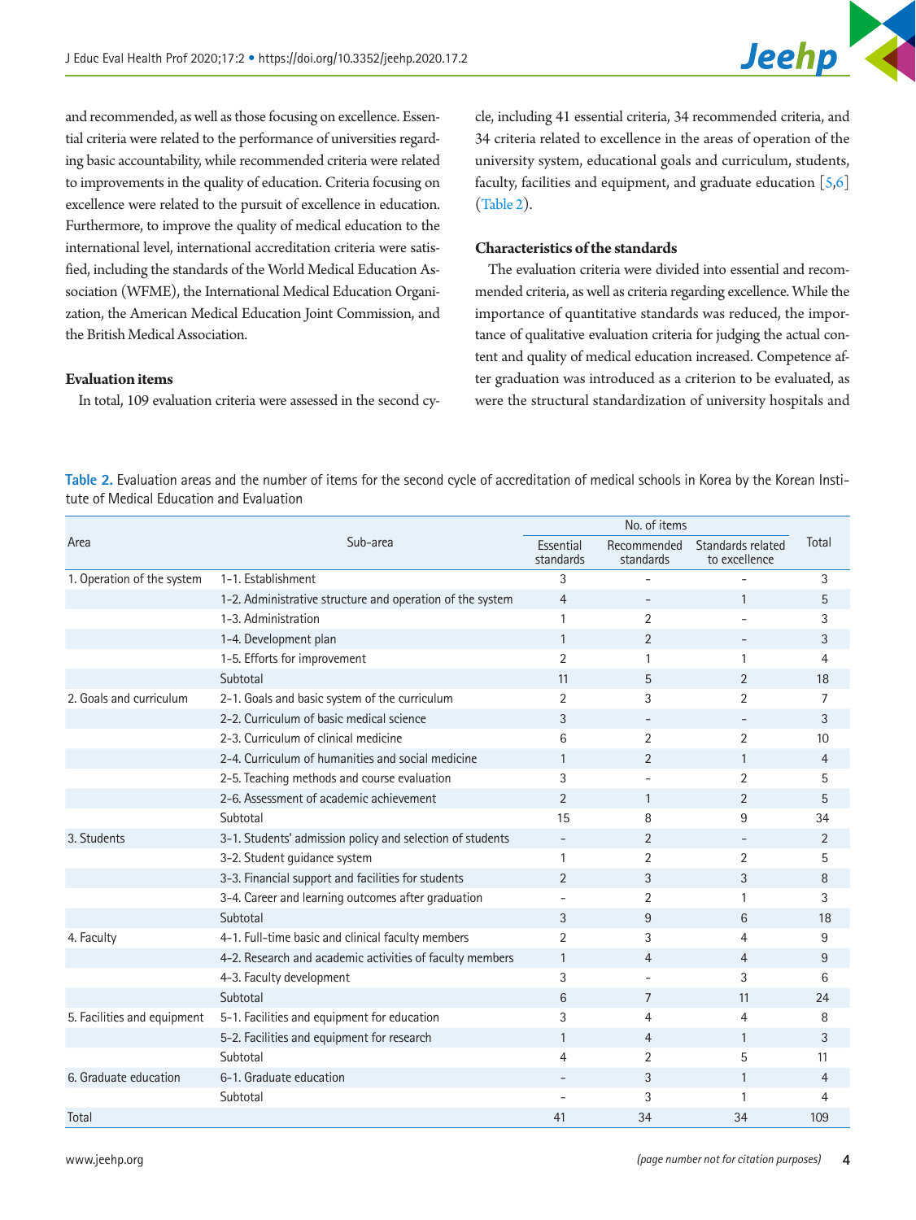and recommended, as well as those focusing on excellence. Essential criteria were related to the performance of universities regarding basic accountability, while recommended criteria were related to improvements in the quality of education. Criteria focusing on excellence were related to the pursuit of excellence in education. Furthermore, to improve the quality of medical education to the international level, international accreditation criteria were satisfied, including the standards of the World Medical Education Association (WFME), the International Medical Education Organization, the American Medical Education Joint Commission, and the British Medical Association.

### Evaluation items

In total, 109 evaluation criteria were assessed in the second cycle, including 41 essential criteria, 34 recommended criteria, and 34 criteria related to excellence in the areas of operation of the university system, educational goals and curriculum, students, faculty, facilities and equipment, and graduate education [5,6] (Table 2).

### Characteristics of the standards

The evaluation criteria were divided into essential and recommended criteria, as well as criteria regarding excellence. While the importance of quantitative standards was reduced, the importance of qualitative evaluation criteria for judging the actual content and quality of medical education increased. Competence after graduation was introduced as a criterion to be evaluated, as were the structural standardization of university hospitals and

**Table 2.** Evaluation areas and the number of items for the second cycle of accreditation of medical schools in Korea by the Korean Institute of Medical Education and Evaluation

| Area | Sub-area | No. of items | | | |
|---|---|---|---|---|---|
| | | Essential standards | Recommended standards | Standards related to excellence | Total |
| 1. Operation of the system | 1-1. Establishment | 3 | - | - | 3 |
| | 1-2. Administrative structure and operation of the system | 4 | - | 1 | 5 |
| | 1-3. Administration | 1 | 2 | - | 3 |
| | 1-4. Development plan | 1 | 2 | - | 3 |
| | 1-5. Efforts for improvement | 2 | 1 | 1 | 4 |
| | Subtotal | 11 | 5 | 2 | 18 |
| 2. Goals and curriculum | 2-1. Goals and basic system of the curriculum | 2 | 3 | 2 | 7 |
| | 2-2. Curriculum of basic medical science | 3 | - | - | 3 |
| | 2-3. Curriculum of clinical medicine | 6 | 2 | 2 | 10 |
| | 2-4. Curriculum of humanities and social medicine | 1 | 2 | 1 | 4 |
| | 2-5. Teaching methods and course evaluation | 3 | - | 2 | 5 |
| | 2-6. Assessment of academic achievement | 2 | 1 | 2 | 5 |
| | Subtotal | 15 | 8 | 9 | 34 |
| 3. Students | 3-1. Students' admission policy and selection of students | - | 2 | - | 2 |
| | 3-2. Student guidance system | 1 | 2 | 2 | 5 |
| | 3-3. Financial support and facilities for students | 2 | 3 | 3 | 8 |
| | 3-4. Career and learning outcomes after graduation | - | 2 | 1 | 3 |
| | Subtotal | 3 | 9 | 6 | 18 |
| 4. Faculty | 4-1. Full-time basic and clinical faculty members | 2 | 3 | 4 | 9 |
| | 4-2. Research and academic activities of faculty members | 1 | 4 | 4 | 9 |
| | 4-3. Faculty development | 3 | - | 3 | 6 |
| | Subtotal | 6 | 7 | 11 | 24 |
| 5. Facilities and equipment | 5-1. Facilities and equipment for education | 3 | 4 | 4 | 8 |
| | 5-2. Facilities and equipment for research | 1 | 4 | 1 | 3 |
| | Subtotal | 4 | 2 | 5 | 11 |
| 6. Graduate education | 6-1. Graduate education | - | 3 | 1 | 4 |
| | Subtotal | - | 3 | 1 | 4 |
| Total | | 41 | 34 | 34 | 109 |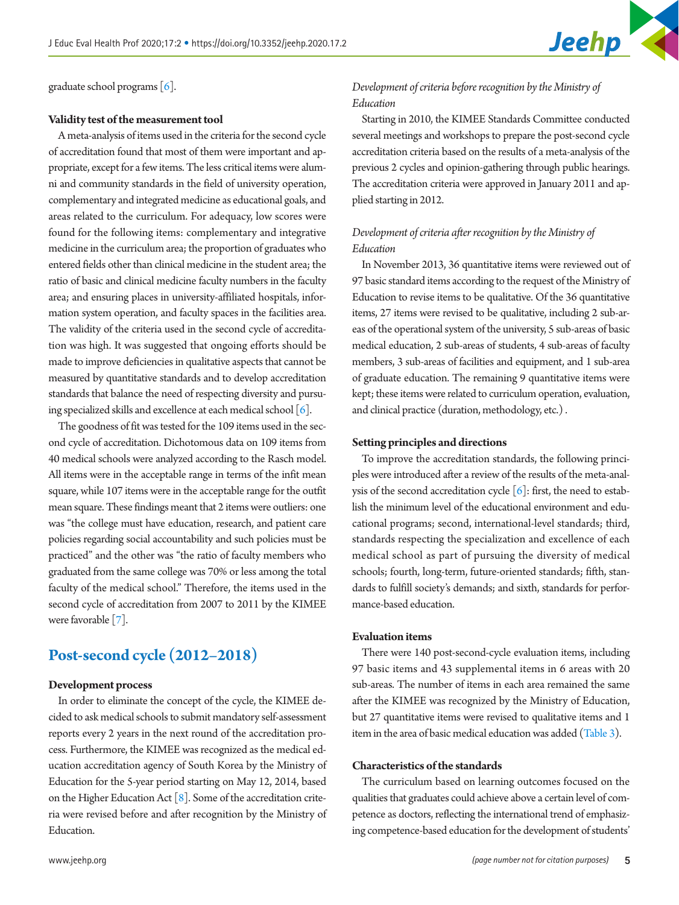graduate school programs [6].

### Validity test of the measurement tool

A meta-analysis of items used in the criteria for the second cycle of accreditation found that most of them were important and appropriate, except for a few items. The less critical items were alumni and community standards in the field of university operation, complementary and integrated medicine as educational goals, and areas related to the curriculum. For adequacy, low scores were found for the following items: complementary and integrative medicine in the curriculum area; the proportion of graduates who entered fields other than clinical medicine in the student area; the ratio of basic and clinical medicine faculty numbers in the faculty area; and ensuring places in university-affiliated hospitals, information system operation, and faculty spaces in the facilities area. The validity of the criteria used in the second cycle of accreditation was high. It was suggested that ongoing efforts should be made to improve deficiencies in qualitative aspects that cannot be measured by quantitative standards and to develop accreditation standards that balance the need of respecting diversity and pursuing specialized skills and excellence at each medical school [6].

The goodness of fit was tested for the 109 items used in the second cycle of accreditation. Dichotomous data on 109 items from 40 medical schools were analyzed according to the Rasch model. All items were in the acceptable range in terms of the infit mean square, while 107 items were in the acceptable range for the outfit mean square. These findings meant that 2 items were outliers: one was "the college must have education, research, and patient care policies regarding social accountability and such policies must be practiced" and the other was "the ratio of faculty members who graduated from the same college was 70% or less among the total faculty of the medical school." Therefore, the items used in the second cycle of accreditation from 2007 to 2011 by the KIMEE were favorable [7].

## Post-second cycle (2012–2018)

### Development process

In order to eliminate the concept of the cycle, the KIMEE decided to ask medical schools to submit mandatory self-assessment reports every 2 years in the next round of the accreditation process. Furthermore, the KIMEE was recognized as the medical education accreditation agency of South Korea by the Ministry of Education for the 5-year period starting on May 12, 2014, based on the Higher Education Act [8]. Some of the accreditation criteria were revised before and after recognition by the Ministry of Education.

*Development of criteria before recognition by the Ministry of Education*

Starting in 2010, the KIMEE Standards Committee conducted several meetings and workshops to prepare the post-second cycle accreditation criteria based on the results of a meta-analysis of the previous 2 cycles and opinion-gathering through public hearings. The accreditation criteria were approved in January 2011 and applied starting in 2012.

*Development of criteria after recognition by the Ministry of Education*

In November 2013, 36 quantitative items were reviewed out of 97 basic standard items according to the request of the Ministry of Education to revise items to be qualitative. Of the 36 quantitative items, 27 items were revised to be qualitative, including 2 sub-areas of the operational system of the university, 5 sub-areas of basic medical education, 2 sub-areas of students, 4 sub-areas of faculty members, 3 sub-areas of facilities and equipment, and 1 sub-area of graduate education. The remaining 9 quantitative items were kept; these items were related to curriculum operation, evaluation, and clinical practice (duration, methodology, etc.) .

### Setting principles and directions

To improve the accreditation standards, the following principles were introduced after a review of the results of the meta-analysis of the second accreditation cycle [6]: first, the need to establish the minimum level of the educational environment and educational programs; second, international-level standards; third, standards respecting the specialization and excellence of each medical school as part of pursuing the diversity of medical schools; fourth, long-term, future-oriented standards; fifth, standards to fulfill society's demands; and sixth, standards for performance-based education.

### Evaluation items

There were 140 post-second-cycle evaluation items, including 97 basic items and 43 supplemental items in 6 areas with 20 sub-areas. The number of items in each area remained the same after the KIMEE was recognized by the Ministry of Education, but 27 quantitative items were revised to qualitative items and 1 item in the area of basic medical education was added (Table 3).

### Characteristics of the standards

The curriculum based on learning outcomes focused on the qualities that graduates could achieve above a certain level of competence as doctors, reflecting the international trend of emphasizing competence-based education for the development of students'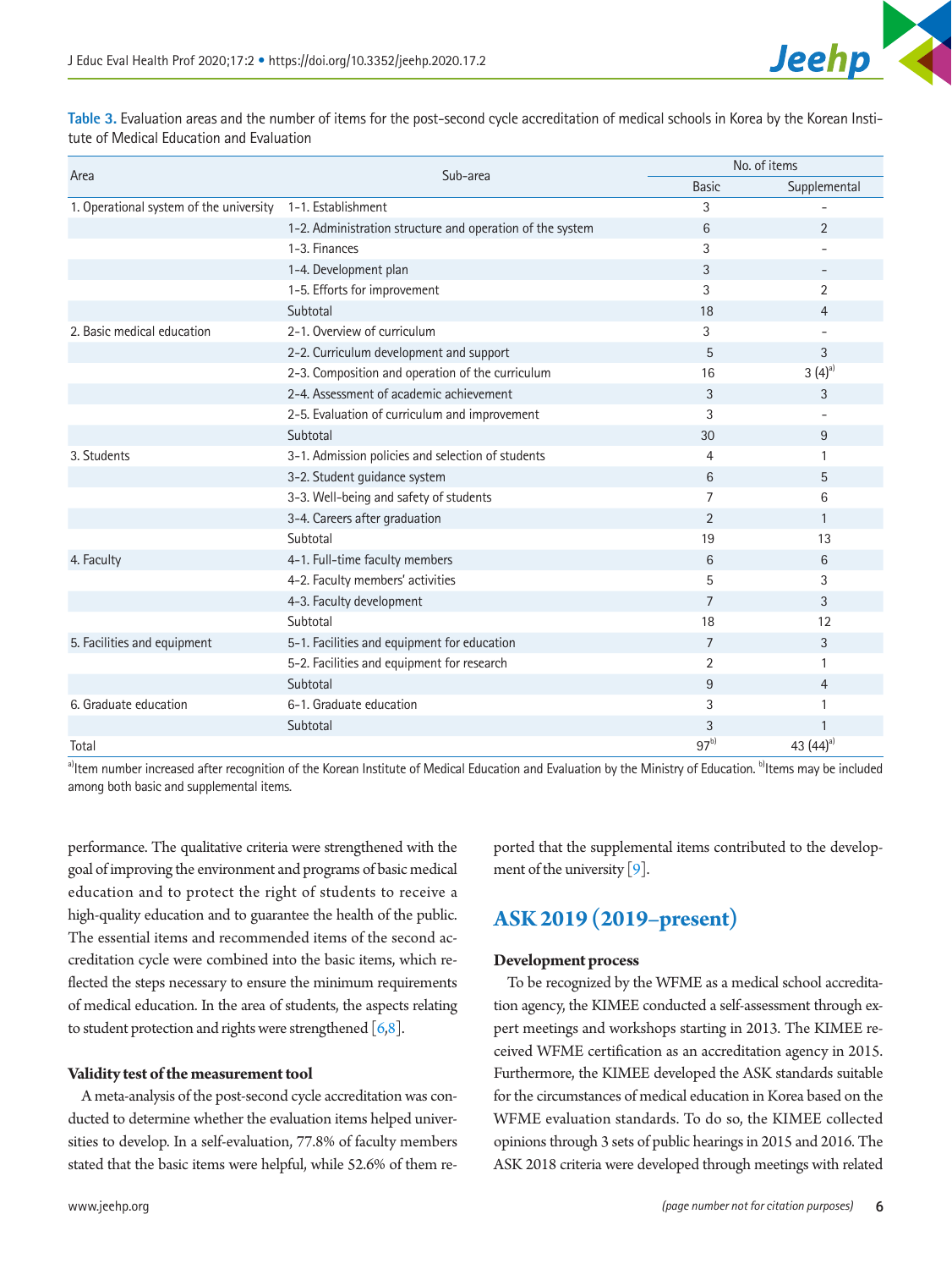**Table 3.** Evaluation areas and the number of items for the post-second cycle accreditation of medical schools in Korea by the Korean Institute of Medical Education and Evaluation

| Area | Sub-area | No. of items | |
|---|---|---|---|
| | | Basic | Supplemental |
| 1. Operational system of the university | 1-1. Establishment | 3 | - |
| | 1-2. Administration structure and operation of the system | 6 | 2 |
| | 1-3. Finances | 3 | - |
| | 1-4. Development plan | 3 | - |
| | 1-5. Efforts for improvement | 3 | 2 |
| | Subtotal | 18 | 4 |
| 2. Basic medical education | 2-1. Overview of curriculum | 3 | - |
| | 2-2. Curriculum development and support | 5 | 3 |
| | 2-3. Composition and operation of the curriculum | 16 | 3 (4)[a] |
| | 2-4. Assessment of academic achievement | 3 | 3 |
| | 2-5. Evaluation of curriculum and improvement | 3 | - |
| | Subtotal | 30 | 9 |
| 3. Students | 3-1. Admission policies and selection of students | 4 | 1 |
| | 3-2. Student guidance system | 6 | 5 |
| | 3-3. Well-being and safety of students | 7 | 6 |
| | 3-4. Careers after graduation | 2 | 1 |
| | Subtotal | 19 | 13 |
| 4. Faculty | 4-1. Full-time faculty members | 6 | 6 |
| | 4-2. Faculty members' activities | 5 | 3 |
| | 4-3. Faculty development | 7 | 3 |
| | Subtotal | 18 | 12 |
| 5. Facilities and equipment | 5-1. Facilities and equipment for education | 7 | 3 |
| | 5-2. Facilities and equipment for research | 2 | 1 |
| | Subtotal | 9 | 4 |
| 6. Graduate education | 6-1. Graduate education | 3 | 1 |
| | Subtotal | 3 | 1 |
| Total | | 97[b] | 43 (44)[a] |

[a]Item number increased after recognition of the Korean Institute of Medical Education and Evaluation by the Ministry of Education. [b]Items may be included among both basic and supplemental items.

performance. The qualitative criteria were strengthened with the goal of improving the environment and programs of basic medical education and to protect the right of students to receive a high-quality education and to guarantee the health of the public. The essential items and recommended items of the second accreditation cycle were combined into the basic items, which reflected the steps necessary to ensure the minimum requirements of medical education. In the area of students, the aspects relating to student protection and rights were strengthened [6,8].

### Validity test of the measurement tool

A meta-analysis of the post-second cycle accreditation was conducted to determine whether the evaluation items helped universities to develop. In a self-evaluation, 77.8% of faculty members stated that the basic items were helpful, while 52.6% of them reported that the supplemental items contributed to the development of the university [9].

## ASK 2019 (2019–present)

### Development process

To be recognized by the WFME as a medical school accreditation agency, the KIMEE conducted a self-assessment through expert meetings and workshops starting in 2013. The KIMEE received WFME certification as an accreditation agency in 2015. Furthermore, the KIMEE developed the ASK standards suitable for the circumstances of medical education in Korea based on the WFME evaluation standards. To do so, the KIMEE collected opinions through 3 sets of public hearings in 2015 and 2016. The ASK 2018 criteria were developed through meetings with related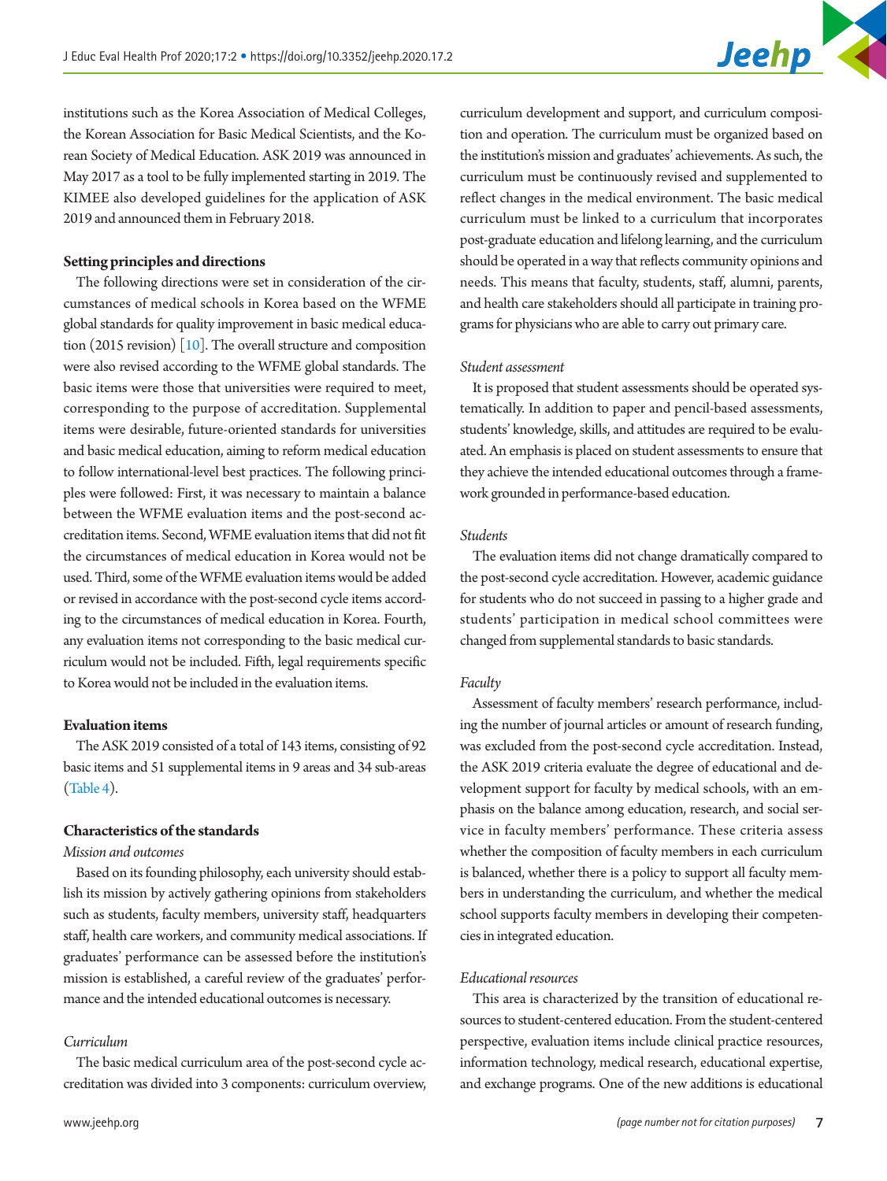institutions such as the Korea Association of Medical Colleges, the Korean Association for Basic Medical Scientists, and the Korean Society of Medical Education. ASK 2019 was announced in May 2017 as a tool to be fully implemented starting in 2019. The KIMEE also developed guidelines for the application of ASK 2019 and announced them in February 2018.

**Setting principles and directions**

The following directions were set in consideration of the circumstances of medical schools in Korea based on the WFME global standards for quality improvement in basic medical education (2015 revision) [10]. The overall structure and composition were also revised according to the WFME global standards. The basic items were those that universities were required to meet, corresponding to the purpose of accreditation. Supplemental items were desirable, future-oriented standards for universities and basic medical education, aiming to reform medical education to follow international-level best practices. The following principles were followed: First, it was necessary to maintain a balance between the WFME evaluation items and the post-second accreditation items. Second, WFME evaluation items that did not fit the circumstances of medical education in Korea would not be used. Third, some of the WFME evaluation items would be added or revised in accordance with the post-second cycle items according to the circumstances of medical education in Korea. Fourth, any evaluation items not corresponding to the basic medical curriculum would not be included. Fifth, legal requirements specific to Korea would not be included in the evaluation items.

**Evaluation items**

The ASK 2019 consisted of a total of 143 items, consisting of 92 basic items and 51 supplemental items in 9 areas and 34 sub-areas (Table 4).

**Characteristics of the standards**

*Mission and outcomes*

Based on its founding philosophy, each university should establish its mission by actively gathering opinions from stakeholders such as students, faculty members, university staff, headquarters staff, health care workers, and community medical associations. If graduates' performance can be assessed before the institution's mission is established, a careful review of the graduates' performance and the intended educational outcomes is necessary.

*Curriculum*

The basic medical curriculum area of the post-second cycle accreditation was divided into 3 components: curriculum overview, curriculum development and support, and curriculum composition and operation. The curriculum must be organized based on the institution's mission and graduates' achievements. As such, the curriculum must be continuously revised and supplemented to reflect changes in the medical environment. The basic medical curriculum must be linked to a curriculum that incorporates post-graduate education and lifelong learning, and the curriculum should be operated in a way that reflects community opinions and needs. This means that faculty, students, staff, alumni, parents, and health care stakeholders should all participate in training programs for physicians who are able to carry out primary care.

*Student assessment*

It is proposed that student assessments should be operated systematically. In addition to paper and pencil-based assessments, students' knowledge, skills, and attitudes are required to be evaluated. An emphasis is placed on student assessments to ensure that they achieve the intended educational outcomes through a framework grounded in performance-based education.

*Students*

The evaluation items did not change dramatically compared to the post-second cycle accreditation. However, academic guidance for students who do not succeed in passing to a higher grade and students' participation in medical school committees were changed from supplemental standards to basic standards.

*Faculty*

Assessment of faculty members' research performance, including the number of journal articles or amount of research funding, was excluded from the post-second cycle accreditation. Instead, the ASK 2019 criteria evaluate the degree of educational and development support for faculty by medical schools, with an emphasis on the balance among education, research, and social service in faculty members' performance. These criteria assess whether the composition of faculty members in each curriculum is balanced, whether there is a policy to support all faculty members in understanding the curriculum, and whether the medical school supports faculty members in developing their competencies in integrated education.

*Educational resources*

This area is characterized by the transition of educational resources to student-centered education. From the student-centered perspective, evaluation items include clinical practice resources, information technology, medical research, educational expertise, and exchange programs. One of the new additions is educational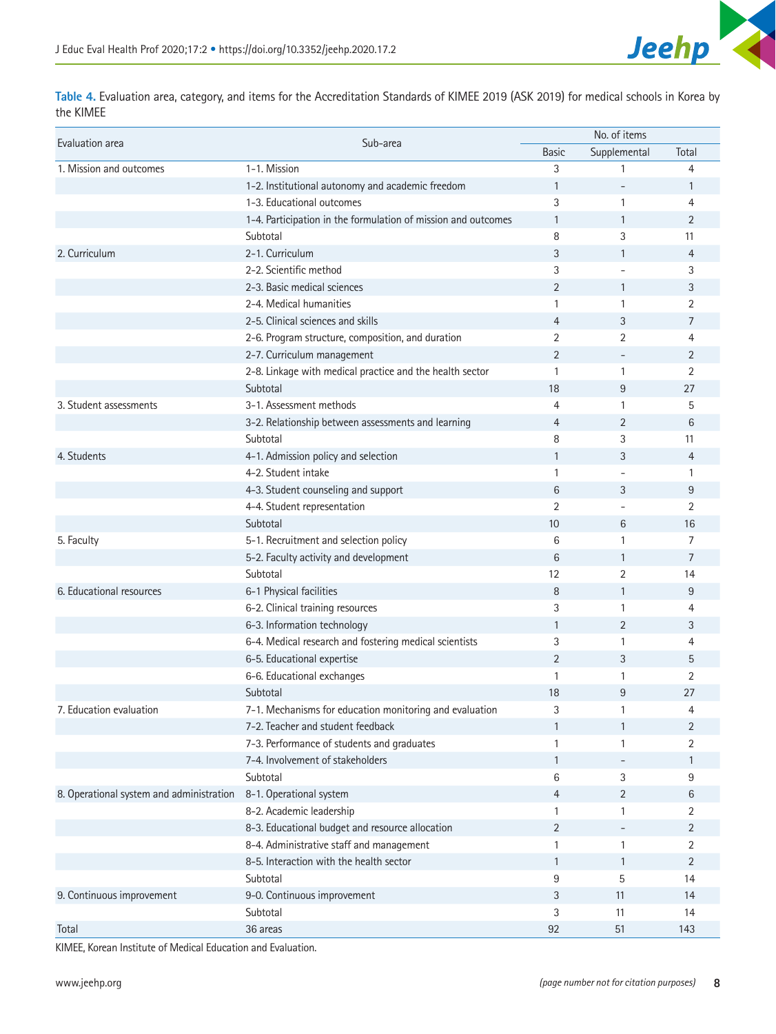**Table 4.** Evaluation area, category, and items for the Accreditation Standards of KIMEE 2019 (ASK 2019) for medical schools in Korea by the KIMEE

| Evaluation area | Sub-area | No. of items | | |
|---|---|---|---|---|
| | | Basic | Supplemental | Total |
| 1. Mission and outcomes | 1-1. Mission | 3 | 1 | 4 |
| | 1-2. Institutional autonomy and academic freedom | 1 | - | 1 |
| | 1-3. Educational outcomes | 3 | 1 | 4 |
| | 1-4. Participation in the formulation of mission and outcomes | 1 | 1 | 2 |
| | Subtotal | 8 | 3 | 11 |
| 2. Curriculum | 2-1. Curriculum | 3 | 1 | 4 |
| | 2-2. Scientific method | 3 | - | 3 |
| | 2-3. Basic medical sciences | 2 | 1 | 3 |
| | 2-4. Medical humanities | 1 | 1 | 2 |
| | 2-5. Clinical sciences and skills | 4 | 3 | 7 |
| | 2-6. Program structure, composition, and duration | 2 | 2 | 4 |
| | 2-7. Curriculum management | 2 | - | 2 |
| | 2-8. Linkage with medical practice and the health sector | 1 | 1 | 2 |
| | Subtotal | 18 | 9 | 27 |
| 3. Student assessments | 3-1. Assessment methods | 4 | 1 | 5 |
| | 3-2. Relationship between assessments and learning | 4 | 2 | 6 |
| | Subtotal | 8 | 3 | 11 |
| 4. Students | 4-1. Admission policy and selection | 1 | 3 | 4 |
| | 4-2. Student intake | 1 | - | 1 |
| | 4-3. Student counseling and support | 6 | 3 | 9 |
| | 4-4. Student representation | 2 | - | 2 |
| | Subtotal | 10 | 6 | 16 |
| 5. Faculty | 5-1. Recruitment and selection policy | 6 | 1 | 7 |
| | 5-2. Faculty activity and development | 6 | 1 | 7 |
| | Subtotal | 12 | 2 | 14 |
| 6. Educational resources | 6-1 Physical facilities | 8 | 1 | 9 |
| | 6-2. Clinical training resources | 3 | 1 | 4 |
| | 6-3. Information technology | 1 | 2 | 3 |
| | 6-4. Medical research and fostering medical scientists | 3 | 1 | 4 |
| | 6-5. Educational expertise | 2 | 3 | 5 |
| | 6-6. Educational exchanges | 1 | 1 | 2 |
| | Subtotal | 18 | 9 | 27 |
| 7. Education evaluation | 7-1. Mechanisms for education monitoring and evaluation | 3 | 1 | 4 |
| | 7-2. Teacher and student feedback | 1 | 1 | 2 |
| | 7-3. Performance of students and graduates | 1 | 1 | 2 |
| | 7-4. Involvement of stakeholders | 1 | - | 1 |
| | Subtotal | 6 | 3 | 9 |
| 8. Operational system and administration | 8-1. Operational system | 4 | 2 | 6 |
| | 8-2. Academic leadership | 1 | 1 | 2 |
| | 8-3. Educational budget and resource allocation | 2 | - | 2 |
| | 8-4. Administrative staff and management | 1 | 1 | 2 |
| | 8-5. Interaction with the health sector | 1 | 1 | 2 |
| | Subtotal | 9 | 5 | 14 |
| 9. Continuous improvement | 9-0. Continuous improvement | 3 | 11 | 14 |
| | Subtotal | 3 | 11 | 14 |
| Total | 36 areas | 92 | 51 | 143 |

KIMEE, Korean Institute of Medical Education and Evaluation.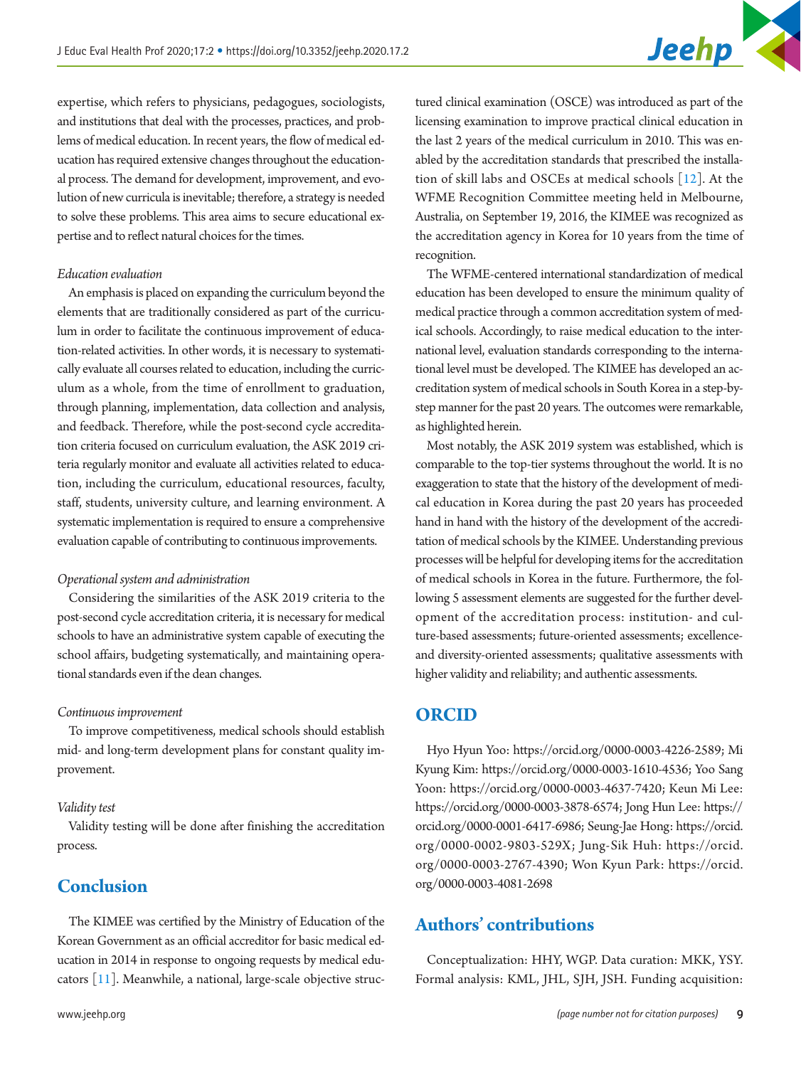expertise, which refers to physicians, pedagogues, sociologists, and institutions that deal with the processes, practices, and problems of medical education. In recent years, the flow of medical education has required extensive changes throughout the educational process. The demand for development, improvement, and evolution of new curricula is inevitable; therefore, a strategy is needed to solve these problems. This area aims to secure educational expertise and to reflect natural choices for the times.

*Education evaluation*

An emphasis is placed on expanding the curriculum beyond the elements that are traditionally considered as part of the curriculum in order to facilitate the continuous improvement of education-related activities. In other words, it is necessary to systematically evaluate all courses related to education, including the curriculum as a whole, from the time of enrollment to graduation, through planning, implementation, data collection and analysis, and feedback. Therefore, while the post-second cycle accreditation criteria focused on curriculum evaluation, the ASK 2019 criteria regularly monitor and evaluate all activities related to education, including the curriculum, educational resources, faculty, staff, students, university culture, and learning environment. A systematic implementation is required to ensure a comprehensive evaluation capable of contributing to continuous improvements.

*Operational system and administration*

Considering the similarities of the ASK 2019 criteria to the post-second cycle accreditation criteria, it is necessary for medical schools to have an administrative system capable of executing the school affairs, budgeting systematically, and maintaining operational standards even if the dean changes.

*Continuous improvement*

To improve competitiveness, medical schools should establish mid- and long-term development plans for constant quality improvement.

*Validity test*

Validity testing will be done after finishing the accreditation process.

## Conclusion

The KIMEE was certified by the Ministry of Education of the Korean Government as an official accreditor for basic medical education in 2014 in response to ongoing requests by medical educators [11]. Meanwhile, a national, large-scale objective structured clinical examination (OSCE) was introduced as part of the licensing examination to improve practical clinical education in the last 2 years of the medical curriculum in 2010. This was enabled by the accreditation standards that prescribed the installation of skill labs and OSCEs at medical schools [12]. At the WFME Recognition Committee meeting held in Melbourne, Australia, on September 19, 2016, the KIMEE was recognized as the accreditation agency in Korea for 10 years from the time of recognition.

The WFME-centered international standardization of medical education has been developed to ensure the minimum quality of medical practice through a common accreditation system of medical schools. Accordingly, to raise medical education to the international level, evaluation standards corresponding to the international level must be developed. The KIMEE has developed an accreditation system of medical schools in South Korea in a step-by-step manner for the past 20 years. The outcomes were remarkable, as highlighted herein.

Most notably, the ASK 2019 system was established, which is comparable to the top-tier systems throughout the world. It is no exaggeration to state that the history of the development of medical education in Korea during the past 20 years has proceeded hand in hand with the history of the development of the accreditation of medical schools by the KIMEE. Understanding previous processes will be helpful for developing items for the accreditation of medical schools in Korea in the future. Furthermore, the following 5 assessment elements are suggested for the further development of the accreditation process: institution- and culture-based assessments; future-oriented assessments; excellence- and diversity-oriented assessments; qualitative assessments with higher validity and reliability; and authentic assessments.

## ORCID

Hyo Hyun Yoo: https://orcid.org/0000-0003-4226-2589; Mi Kyung Kim: https://orcid.org/0000-0003-1610-4536; Yoo Sang Yoon: https://orcid.org/0000-0003-4637-7420; Keun Mi Lee: https://orcid.org/0000-0003-3878-6574; Jong Hun Lee: https://orcid.org/0000-0001-6417-6986; Seung-Jae Hong: https://orcid.org/0000-0002-9803-529X; Jung-Sik Huh: https://orcid.org/0000-0003-2767-4390; Won Kyun Park: https://orcid.org/0000-0003-4081-2698

## Authors' contributions

Conceptualization: HHY, WGP. Data curation: MKK, YSY. Formal analysis: KML, JHL, SJH, JSH. Funding acquisition: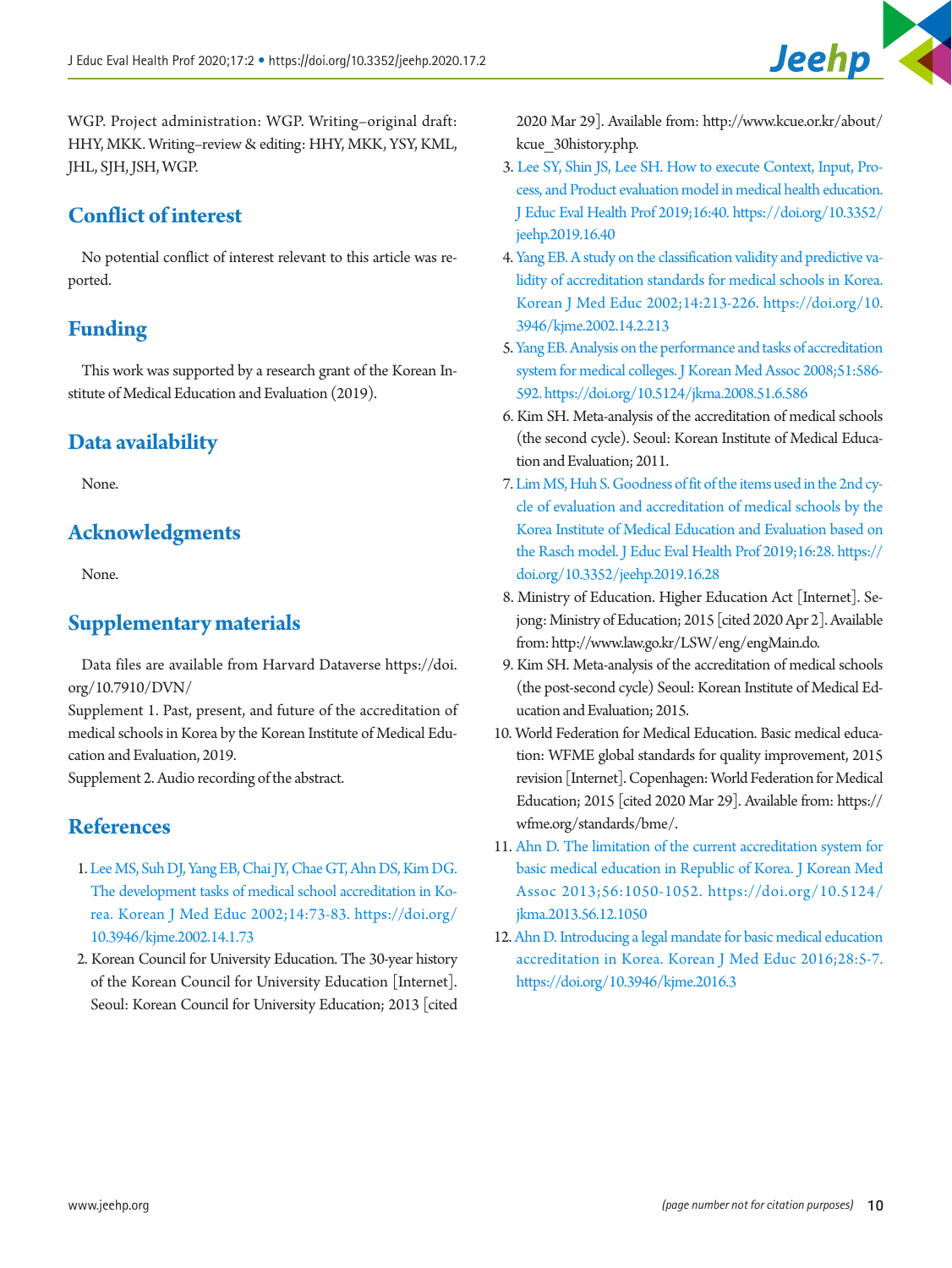WGP. Project administration: WGP. Writing–original draft: HHY, MKK. Writing–review & editing: HHY, MKK, YSY, KML, JHL, SJH, JSH, WGP.

## Conflict of interest

No potential conflict of interest relevant to this article was reported.

## Funding

This work was supported by a research grant of the Korean Institute of Medical Education and Evaluation (2019).

## Data availability

None.

## Acknowledgments

None.

## Supplementary materials

Data files are available from Harvard Dataverse https://doi.org/10.7910/DVN/

Supplement 1. Past, present, and future of the accreditation of medical schools in Korea by the Korean Institute of Medical Education and Evaluation, 2019.

Supplement 2. Audio recording of the abstract.

## References

1. Lee MS, Suh DJ, Yang EB, Chai JY, Chae GT, Ahn DS, Kim DG. The development tasks of medical school accreditation in Korea. Korean J Med Educ 2002;14:73-83. https://doi.org/10.3946/kjme.2002.14.1.73
2. Korean Council for University Education. The 30-year history of the Korean Council for University Education [Internet]. Seoul: Korean Council for University Education; 2013 [cited 2020 Mar 29]. Available from: http://www.kcue.or.kr/about/kcue_30history.php.
3. Lee SY, Shin JS, Lee SH. How to execute Context, Input, Process, and Product evaluation model in medical health education. J Educ Eval Health Prof 2019;16:40. https://doi.org/10.3352/jeehp.2019.16.40
4. Yang EB. A study on the classification validity and predictive validity of accreditation standards for medical schools in Korea. Korean J Med Educ 2002;14:213-226. https://doi.org/10.3946/kjme.2002.14.2.213
5. Yang EB. Analysis on the performance and tasks of accreditation system for medical colleges. J Korean Med Assoc 2008;51:586-592. https://doi.org/10.5124/jkma.2008.51.6.586
6. Kim SH. Meta-analysis of the accreditation of medical schools (the second cycle). Seoul: Korean Institute of Medical Education and Evaluation; 2011.
7. Lim MS, Huh S. Goodness of fit of the items used in the 2nd cycle of evaluation and accreditation of medical schools by the Korea Institute of Medical Education and Evaluation based on the Rasch model. J Educ Eval Health Prof 2019;16:28. https://doi.org/10.3352/jeehp.2019.16.28
8. Ministry of Education. Higher Education Act [Internet]. Sejong: Ministry of Education; 2015 [cited 2020 Apr 2]. Available from: http://www.law.go.kr/LSW/eng/engMain.do.
9. Kim SH. Meta-analysis of the accreditation of medical schools (the post-second cycle) Seoul: Korean Institute of Medical Education and Evaluation; 2015.
10. World Federation for Medical Education. Basic medical education: WFME global standards for quality improvement, 2015 revision [Internet]. Copenhagen: World Federation for Medical Education; 2015 [cited 2020 Mar 29]. Available from: https://wfme.org/standards/bme/.
11. Ahn D. The limitation of the current accreditation system for basic medical education in Republic of Korea. J Korean Med Assoc 2013;56:1050-1052. https://doi.org/10.5124/jkma.2013.56.12.1050
12. Ahn D. Introducing a legal mandate for basic medical education accreditation in Korea. Korean J Med Educ 2016;28:5-7. https://doi.org/10.3946/kjme.2016.3